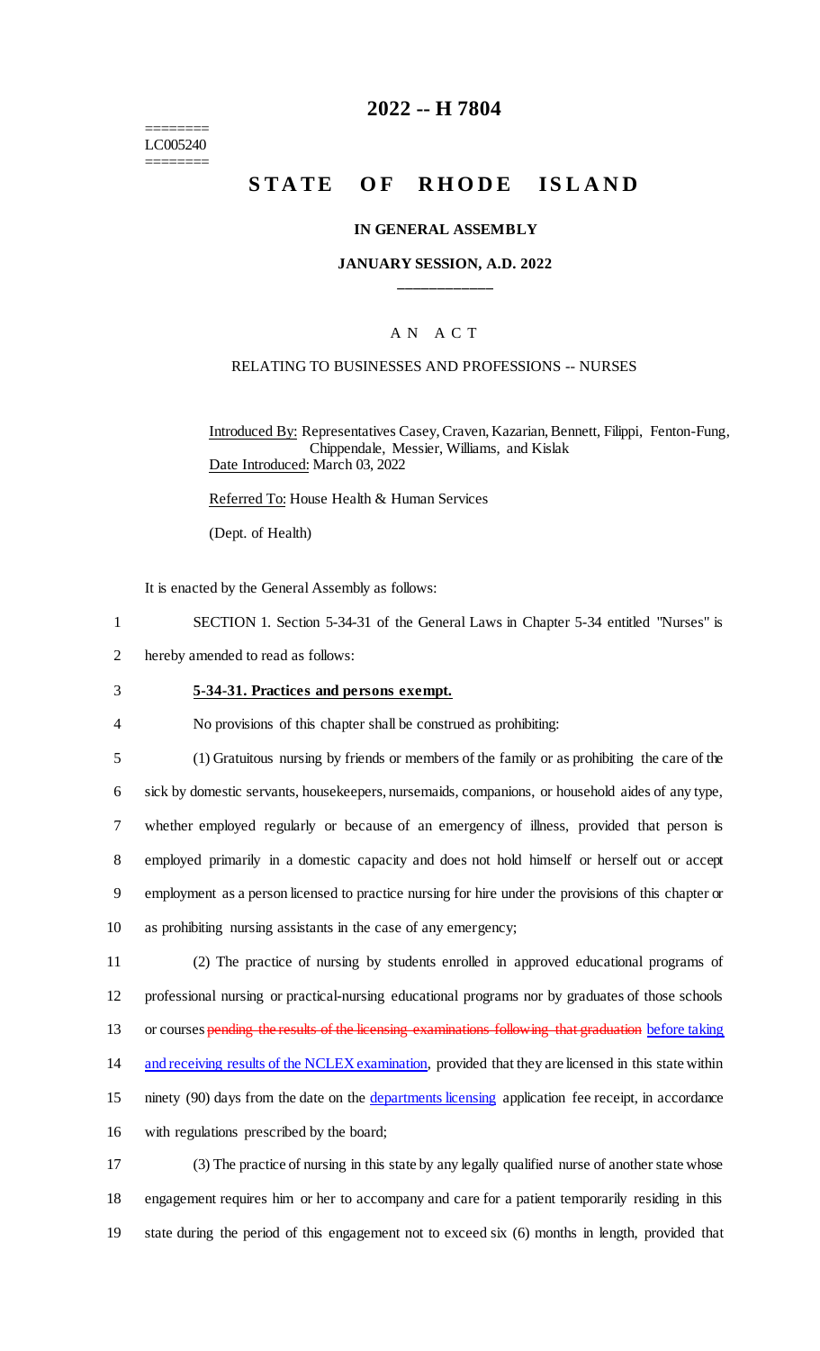# 2022 -- H 7804

========
LC005240
========

## STATE OF RHODE ISLAND

### IN GENERAL ASSEMBLY

### JANUARY SESSION, A.D. 2022

\_\_\_\_\_\_\_\_\_\_\_\_

A N A C T

RELATING TO BUSINESSES AND PROFESSIONS -- NURSES

Introduced By: Representatives Casey, Craven, Kazarian, Bennett, Filippi, Fenton-Fung, Chippendale, Messier, Williams, and Kislak

Date Introduced: March 03, 2022

Referred To: House Health & Human Services

(Dept. of Health)

It is enacted by the General Assembly as follows:

1 SECTION 1. Section 5-34-31 of the General Laws in Chapter 5-34 entitled "Nurses" is
2 hereby amended to read as follows:

3 **5-34-31. Practices and persons exempt.**

4 No provisions of this chapter shall be construed as prohibiting:

5 (1) Gratuitous nursing by friends or members of the family or as prohibiting the care of the
6 sick by domestic servants, housekeepers, nursemaids, companions, or household aides of any type,
7 whether employed regularly or because of an emergency of illness, provided that person is
8 employed primarily in a domestic capacity and does not hold himself or herself out or accept
9 employment as a person licensed to practice nursing for hire under the provisions of this chapter or
10 as prohibiting nursing assistants in the case of any emergency;

11 (2) The practice of nursing by students enrolled in approved educational programs of
12 professional nursing or practical-nursing educational programs nor by graduates of those schools
13 or courses ~~pending the results of the licensing examinations following that graduation~~ before taking
14 and receiving results of the NCLEX examination, provided that they are licensed in this state within
15 ninety (90) days from the date on the departments licensing application fee receipt, in accordance
16 with regulations prescribed by the board;

17 (3) The practice of nursing in this state by any legally qualified nurse of another state whose
18 engagement requires him or her to accompany and care for a patient temporarily residing in this
19 state during the period of this engagement not to exceed six (6) months in length, provided that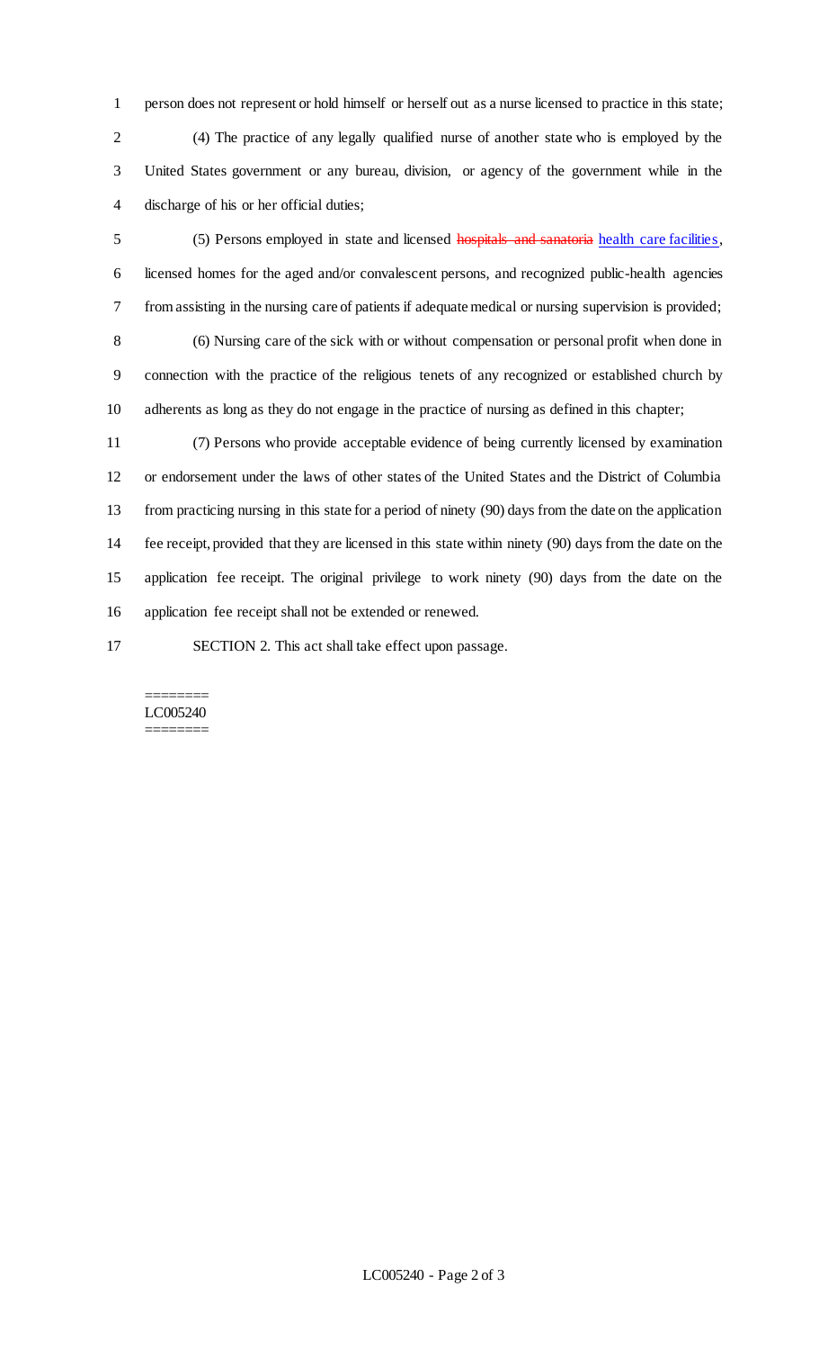person does not represent or hold himself or herself out as a nurse licensed to practice in this state;

(4) The practice of any legally qualified nurse of another state who is employed by the United States government or any bureau, division, or agency of the government while in the discharge of his or her official duties;

(5) Persons employed in state and licensed ~~hospitals and sanatoria~~ health care facilities, licensed homes for the aged and/or convalescent persons, and recognized public-health agencies from assisting in the nursing care of patients if adequate medical or nursing supervision is provided;

(6) Nursing care of the sick with or without compensation or personal profit when done in connection with the practice of the religious tenets of any recognized or established church by adherents as long as they do not engage in the practice of nursing as defined in this chapter;

(7) Persons who provide acceptable evidence of being currently licensed by examination or endorsement under the laws of other states of the United States and the District of Columbia from practicing nursing in this state for a period of ninety (90) days from the date on the application fee receipt, provided that they are licensed in this state within ninety (90) days from the date on the application fee receipt. The original privilege to work ninety (90) days from the date on the application fee receipt shall not be extended or renewed.

SECTION 2. This act shall take effect upon passage.

========
LC005240
========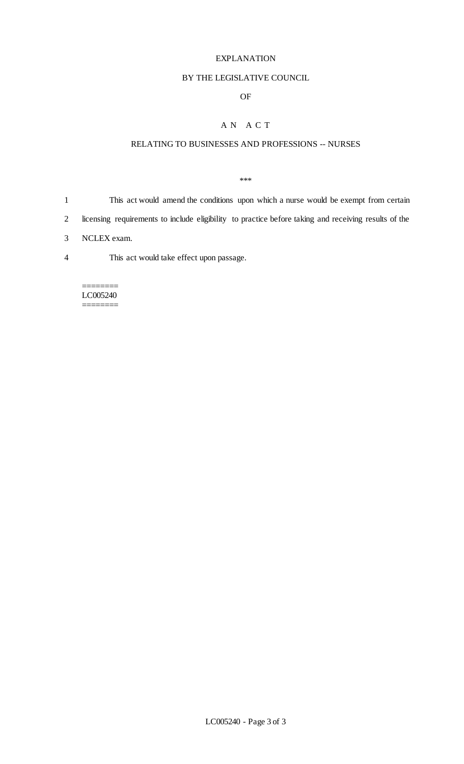EXPLANATION

BY THE LEGISLATIVE COUNCIL

OF

A N A C T

RELATING TO BUSINESSES AND PROFESSIONS -- NURSES

***

1 This act would amend the conditions upon which a nurse would be exempt from certain
2 licensing requirements to include eligibility to practice before taking and receiving results of the
3 NCLEX exam.

4 This act would take effect upon passage.

========
LC005240
========